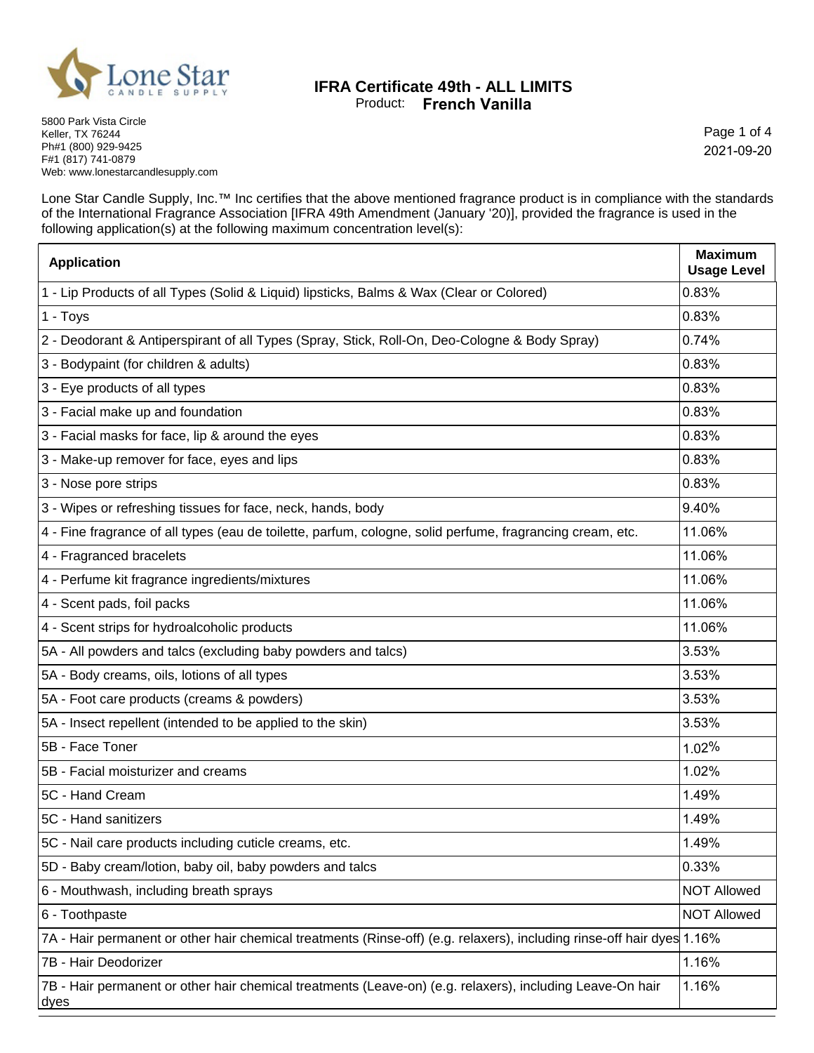Lone Star CANDLE SUPPLY

# IFRA Certificate 49th - ALL LIMITS

Product: **French Vanilla**

5800 Park Vista Circle
Keller, TX 76244
Ph#1 (800) 929-9425
F#1 (817) 741-0879
Web: www.lonestarcandlesupply.com

2021-09-20

Lone Star Candle Supply, Inc.™ Inc certifies that the above mentioned fragrance product is in compliance with the standards of the International Fragrance Association [IFRA 49th Amendment (January '20)], provided the fragrance is used in the following application(s) at the following maximum concentration level(s):

| Application | Maximum Usage Level |
|---|---|
| 1 - Lip Products of all Types (Solid & Liquid) lipsticks, Balms & Wax (Clear or Colored) | 0.83% |
| 1 - Toys | 0.83% |
| 2 - Deodorant & Antiperspirant of all Types (Spray, Stick, Roll-On, Deo-Cologne & Body Spray) | 0.74% |
| 3 - Bodypaint (for children & adults) | 0.83% |
| 3 - Eye products of all types | 0.83% |
| 3 - Facial make up and foundation | 0.83% |
| 3 - Facial masks for face, lip & around the eyes | 0.83% |
| 3 - Make-up remover for face, eyes and lips | 0.83% |
| 3 - Nose pore strips | 0.83% |
| 3 - Wipes or refreshing tissues for face, neck, hands, body | 9.40% |
| 4 - Fine fragrance of all types (eau de toilette, parfum, cologne, solid perfume, fragrancing cream, etc. | 11.06% |
| 4 - Fragranced bracelets | 11.06% |
| 4 - Perfume kit fragrance ingredients/mixtures | 11.06% |
| 4 - Scent pads, foil packs | 11.06% |
| 4 - Scent strips for hydroalcoholic products | 11.06% |
| 5A - All powders and talcs (excluding baby powders and talcs) | 3.53% |
| 5A - Body creams, oils, lotions of all types | 3.53% |
| 5A - Foot care products (creams & powders) | 3.53% |
| 5A - Insect repellent (intended to be applied to the skin) | 3.53% |
| 5B - Face Toner | 1.02% |
| 5B - Facial moisturizer and creams | 1.02% |
| 5C - Hand Cream | 1.49% |
| 5C - Hand sanitizers | 1.49% |
| 5C - Nail care products including cuticle creams, etc. | 1.49% |
| 5D - Baby cream/lotion, baby oil, baby powders and talcs | 0.33% |
| 6 - Mouthwash, including breath sprays | NOT Allowed |
| 6 - Toothpaste | NOT Allowed |
| 7A - Hair permanent or other hair chemical treatments (Rinse-off) (e.g. relaxers), including rinse-off hair dyes | 1.16% |
| 7B - Hair Deodorizer | 1.16% |
| 7B - Hair permanent or other hair chemical treatments (Leave-on) (e.g. relaxers), including Leave-On hair dyes | 1.16% |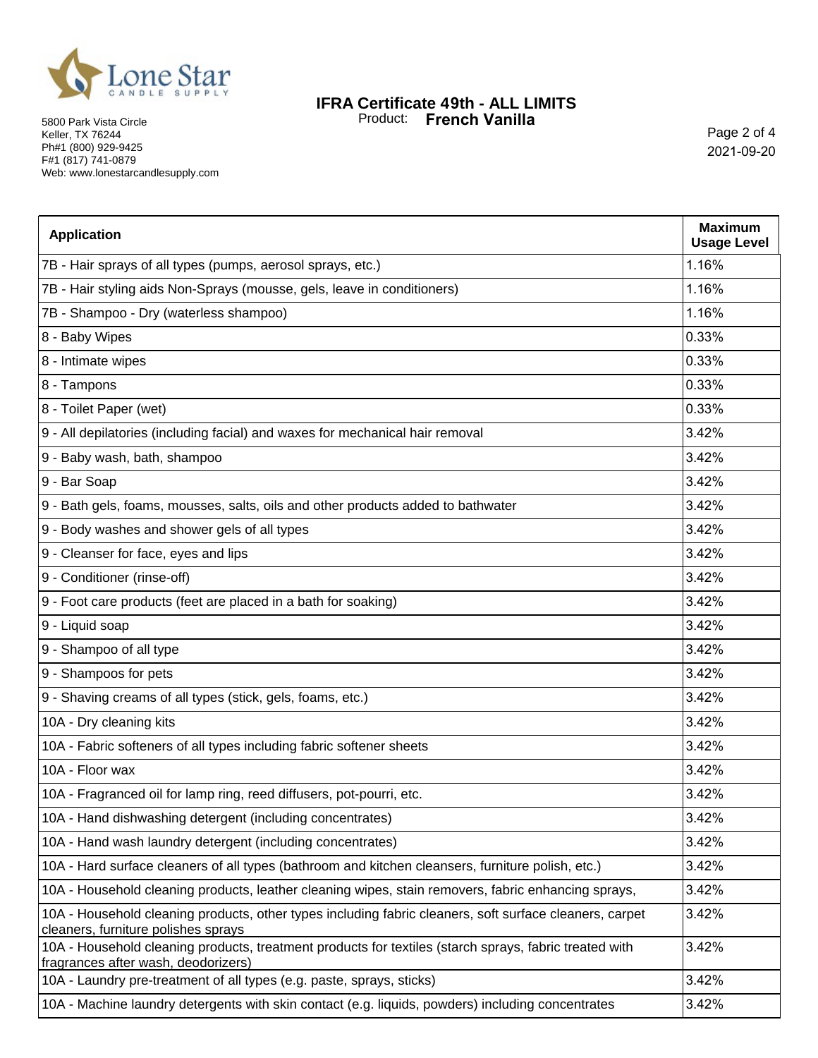| Application | Maximum Usage Level |
|---|---|
| 7B - Hair sprays of all types (pumps, aerosol sprays, etc.) | 1.16% |
| 7B - Hair styling aids Non-Sprays (mousse, gels, leave in conditioners) | 1.16% |
| 7B - Shampoo - Dry (waterless shampoo) | 1.16% |
| 8 - Baby Wipes | 0.33% |
| 8 - Intimate wipes | 0.33% |
| 8 - Tampons | 0.33% |
| 8 - Toilet Paper (wet) | 0.33% |
| 9 - All depilatories (including facial) and waxes for mechanical hair removal | 3.42% |
| 9 - Baby wash, bath, shampoo | 3.42% |
| 9 - Bar Soap | 3.42% |
| 9 - Bath gels, foams, mousses, salts, oils and other products added to bathwater | 3.42% |
| 9 - Body washes and shower gels of all types | 3.42% |
| 9 - Cleanser for face, eyes and lips | 3.42% |
| 9 - Conditioner (rinse-off) | 3.42% |
| 9 - Foot care products (feet are placed in a bath for soaking) | 3.42% |
| 9 - Liquid soap | 3.42% |
| 9 - Shampoo of all type | 3.42% |
| 9 - Shampoos for pets | 3.42% |
| 9 - Shaving creams of all types (stick, gels, foams, etc.) | 3.42% |
| 10A - Dry cleaning kits | 3.42% |
| 10A - Fabric softeners of all types including fabric softener sheets | 3.42% |
| 10A - Floor wax | 3.42% |
| 10A - Fragranced oil for lamp ring, reed diffusers, pot-pourri, etc. | 3.42% |
| 10A - Hand dishwashing detergent (including concentrates) | 3.42% |
| 10A - Hand wash laundry detergent (including concentrates) | 3.42% |
| 10A - Hard surface cleaners of all types (bathroom and kitchen cleansers, furniture polish, etc.) | 3.42% |
| 10A - Household cleaning products, leather cleaning wipes, stain removers, fabric enhancing sprays, | 3.42% |
| 10A - Household cleaning products, other types including fabric cleaners, soft surface cleaners, carpet cleaners, furniture polishes sprays | 3.42% |
| 10A - Household cleaning products, treatment products for textiles (starch sprays, fabric treated with fragrances after wash, deodorizers) | 3.42% |
| 10A - Laundry pre-treatment of all types (e.g. paste, sprays, sticks) | 3.42% |
| 10A - Machine laundry detergents with skin contact (e.g. liquids, powders) including concentrates | 3.42% |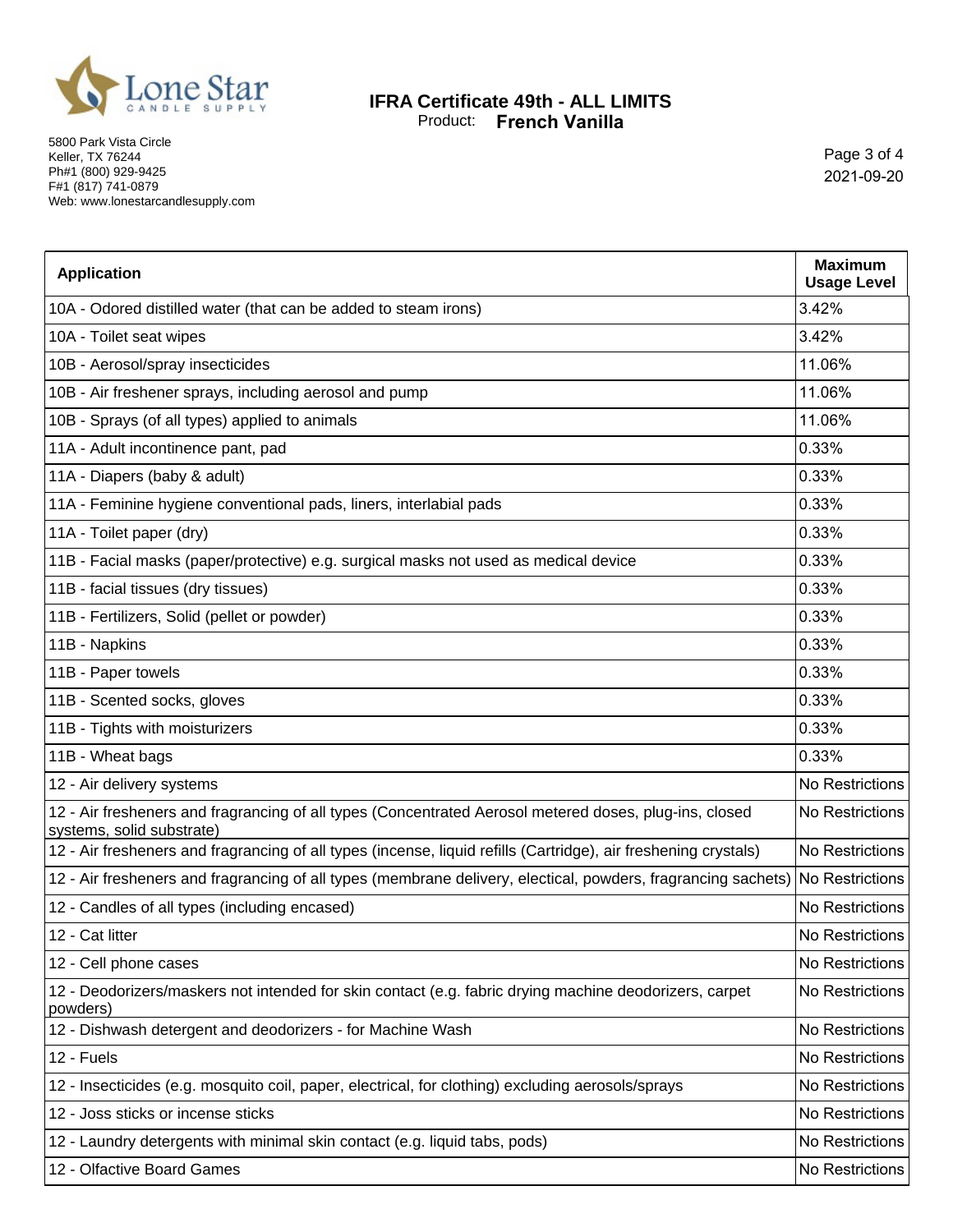| Application | Maximum Usage Level |
|---|---|
| 10A - Odored distilled water (that can be added to steam irons) | 3.42% |
| 10A - Toilet seat wipes | 3.42% |
| 10B - Aerosol/spray insecticides | 11.06% |
| 10B - Air freshener sprays, including aerosol and pump | 11.06% |
| 10B - Sprays (of all types) applied to animals | 11.06% |
| 11A - Adult incontinence pant, pad | 0.33% |
| 11A - Diapers (baby & adult) | 0.33% |
| 11A - Feminine hygiene conventional pads, liners, interlabial pads | 0.33% |
| 11A - Toilet paper (dry) | 0.33% |
| 11B - Facial masks (paper/protective) e.g. surgical masks not used as medical device | 0.33% |
| 11B - facial tissues (dry tissues) | 0.33% |
| 11B - Fertilizers, Solid (pellet or powder) | 0.33% |
| 11B - Napkins | 0.33% |
| 11B - Paper towels | 0.33% |
| 11B - Scented socks, gloves | 0.33% |
| 11B - Tights with moisturizers | 0.33% |
| 11B - Wheat bags | 0.33% |
| 12 - Air delivery systems | No Restrictions |
| 12 - Air fresheners and fragrancing of all types (Concentrated Aerosol metered doses, plug-ins, closed systems, solid substrate) | No Restrictions |
| 12 - Air fresheners and fragrancing of all types (incense, liquid refills (Cartridge), air freshening crystals) | No Restrictions |
| 12 - Air fresheners and fragrancing of all types (membrane delivery, electical, powders, fragrancing sachets) | No Restrictions |
| 12 - Candles of all types (including encased) | No Restrictions |
| 12 - Cat litter | No Restrictions |
| 12 - Cell phone cases | No Restrictions |
| 12 - Deodorizers/maskers not intended for skin contact (e.g. fabric drying machine deodorizers, carpet powders) | No Restrictions |
| 12 - Dishwash detergent and deodorizers - for Machine Wash | No Restrictions |
| 12 - Fuels | No Restrictions |
| 12 - Insecticides (e.g. mosquito coil, paper, electrical, for clothing) excluding aerosols/sprays | No Restrictions |
| 12 - Joss sticks or incense sticks | No Restrictions |
| 12 - Laundry detergents with minimal skin contact (e.g. liquid tabs, pods) | No Restrictions |
| 12 - Olfactive Board Games | No Restrictions |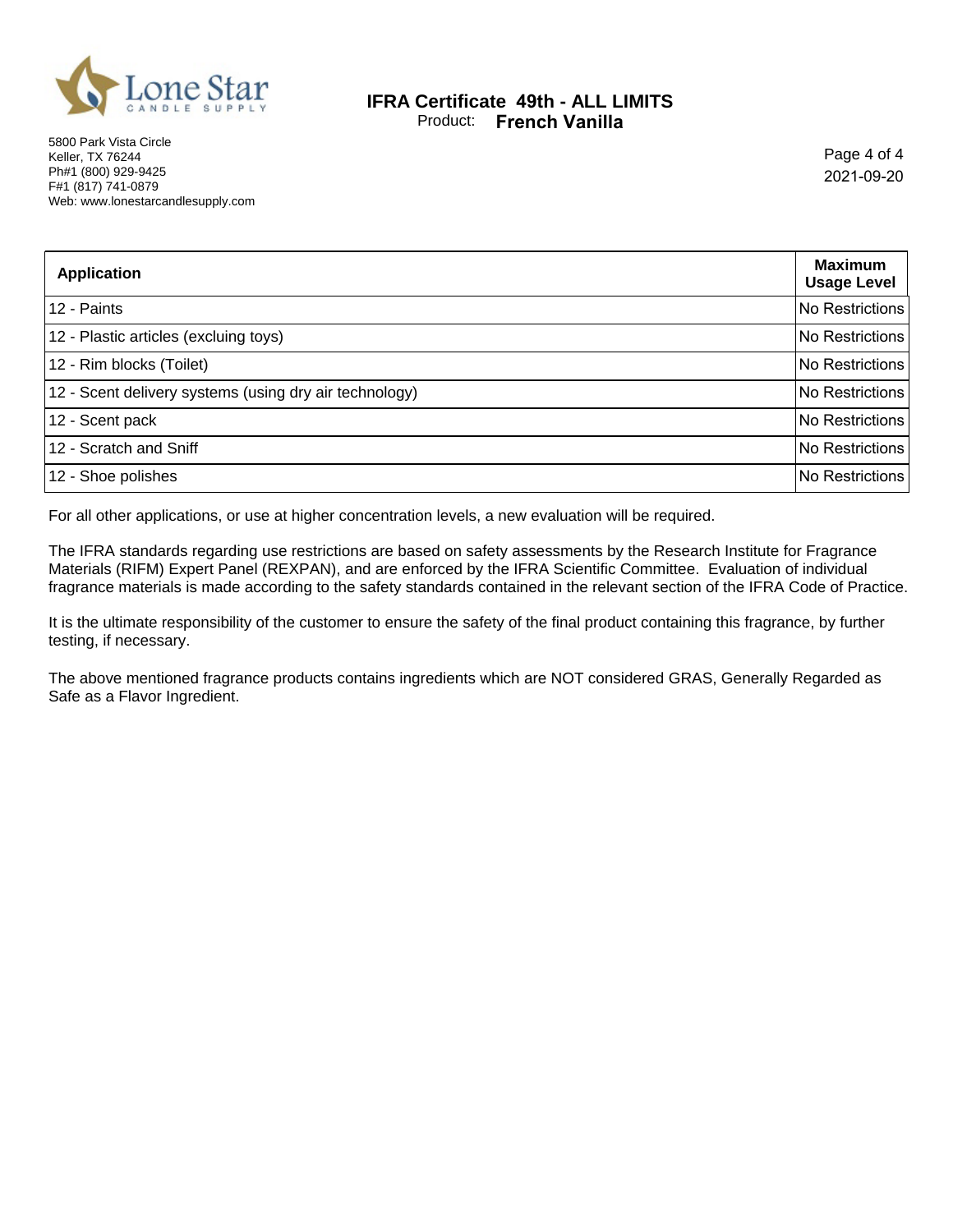| Application | Maximum Usage Level |
|---|---|
| 12 - Paints | No Restrictions |
| 12 - Plastic articles (excluing toys) | No Restrictions |
| 12 - Rim blocks (Toilet) | No Restrictions |
| 12 - Scent delivery systems (using dry air technology) | No Restrictions |
| 12 - Scent pack | No Restrictions |
| 12 - Scratch and Sniff | No Restrictions |
| 12 - Shoe polishes | No Restrictions |

For all other applications, or use at higher concentration levels, a new evaluation will be required.

The IFRA standards regarding use restrictions are based on safety assessments by the Research Institute for Fragrance Materials (RIFM) Expert Panel (REXPAN), and are enforced by the IFRA Scientific Committee. Evaluation of individual fragrance materials is made according to the safety standards contained in the relevant section of the IFRA Code of Practice.

It is the ultimate responsibility of the customer to ensure the safety of the final product containing this fragrance, by further testing, if necessary.

The above mentioned fragrance products contains ingredients which are NOT considered GRAS, Generally Regarded as Safe as a Flavor Ingredient.